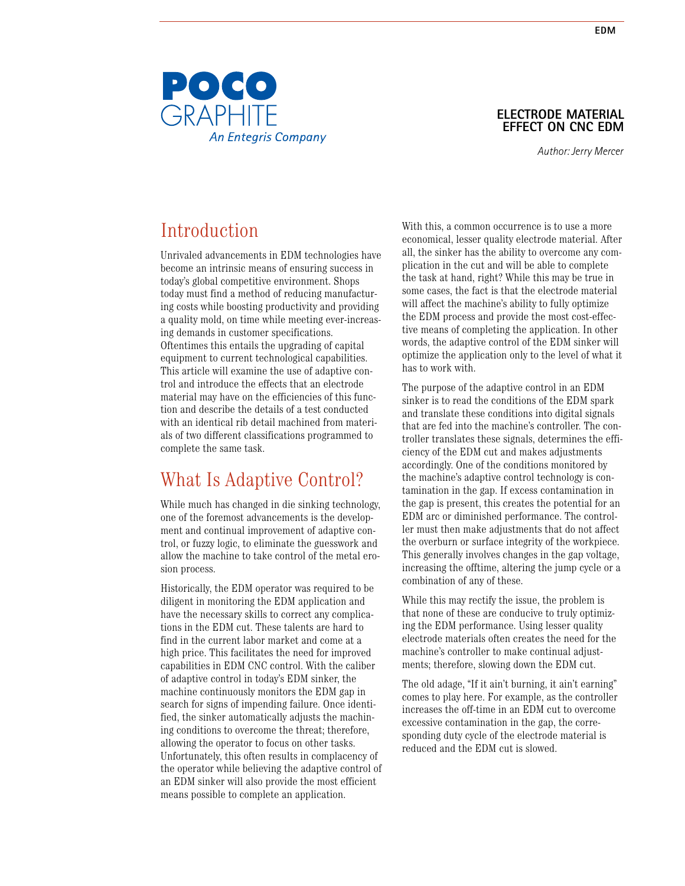POCO GRAPHITE

*An Entegris Company*

# ELECTRODE MATERIAL EFFECT ON CNC EDM

*Author: Jerry Mercer*

## Introduction

Unrivaled advancements in EDM technologies have become an intrinsic means of ensuring success in today's global competitive environment. Shops today must find a method of reducing manufacturing costs while boosting productivity and providing a quality mold, on time while meeting ever-increasing demands in customer specifications. Oftentimes this entails the upgrading of capital equipment to current technological capabilities. This article will examine the use of adaptive control and introduce the effects that an electrode material may have on the efficiencies of this function and describe the details of a test conducted with an identical rib detail machined from materials of two different classifications programmed to complete the same task.

## What Is Adaptive Control?

While much has changed in die sinking technology, one of the foremost advancements is the development and continual improvement of adaptive control, or fuzzy logic, to eliminate the guesswork and allow the machine to take control of the metal erosion process.

Historically, the EDM operator was required to be diligent in monitoring the EDM application and have the necessary skills to correct any complications in the EDM cut. These talents are hard to find in the current labor market and come at a high price. This facilitates the need for improved capabilities in EDM CNC control. With the caliber of adaptive control in today's EDM sinker, the machine continuously monitors the EDM gap in search for signs of impending failure. Once identified, the sinker automatically adjusts the machining conditions to overcome the threat; therefore, allowing the operator to focus on other tasks. Unfortunately, this often results in complacency of the operator while believing the adaptive control of an EDM sinker will also provide the most efficient means possible to complete an application.

With this, a common occurrence is to use a more economical, lesser quality electrode material. After all, the sinker has the ability to overcome any complication in the cut and will be able to complete the task at hand, right? While this may be true in some cases, the fact is that the electrode material will affect the machine's ability to fully optimize the EDM process and provide the most cost-effective means of completing the application. In other words, the adaptive control of the EDM sinker will optimize the application only to the level of what it has to work with.

The purpose of the adaptive control in an EDM sinker is to read the conditions of the EDM spark and translate these conditions into digital signals that are fed into the machine's controller. The controller translates these signals, determines the efficiency of the EDM cut and makes adjustments accordingly. One of the conditions monitored by the machine's adaptive control technology is contamination in the gap. If excess contamination in the gap is present, this creates the potential for an EDM arc or diminished performance. The controller must then make adjustments that do not affect the overburn or surface integrity of the workpiece. This generally involves changes in the gap voltage, increasing the offtime, altering the jump cycle or a combination of any of these.

While this may rectify the issue, the problem is that none of these are conducive to truly optimizing the EDM performance. Using lesser quality electrode materials often creates the need for the machine's controller to make continual adjustments; therefore, slowing down the EDM cut.

The old adage, "If it ain't burning, it ain't earning" comes to play here. For example, as the controller increases the off-time in an EDM cut to overcome excessive contamination in the gap, the corresponding duty cycle of the electrode material is reduced and the EDM cut is slowed.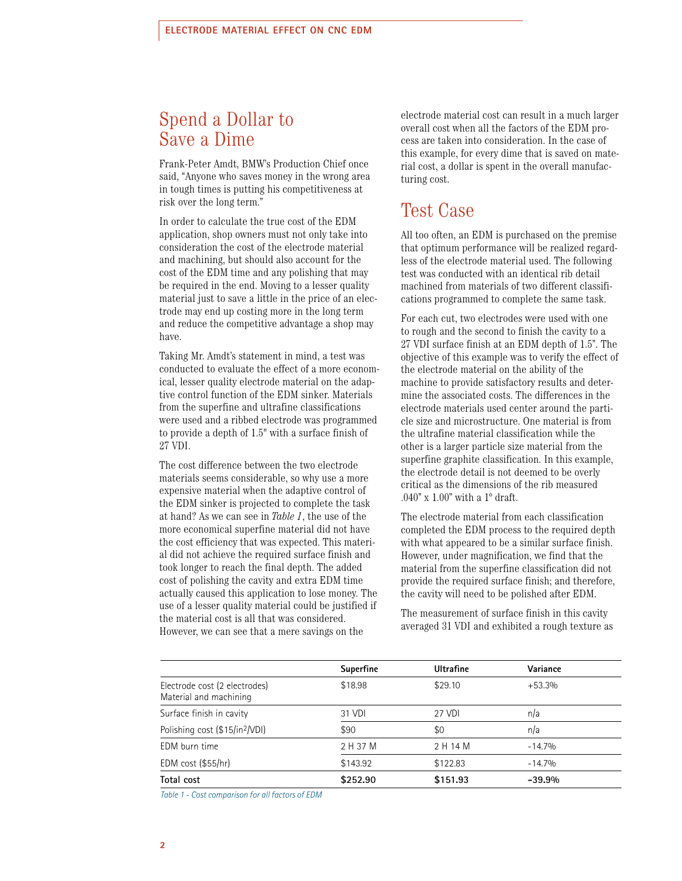## Spend a Dollar to Save a Dime

Frank-Peter Amdt, BMW's Production Chief once said, "Anyone who saves money in the wrong area in tough times is putting his competitiveness at risk over the long term."

In order to calculate the true cost of the EDM application, shop owners must not only take into consideration the cost of the electrode material and machining, but should also account for the cost of the EDM time and any polishing that may be required in the end. Moving to a lesser quality material just to save a little in the price of an electrode may end up costing more in the long term and reduce the competitive advantage a shop may have.

Taking Mr. Amdt's statement in mind, a test was conducted to evaluate the effect of a more economical, lesser quality electrode material on the adaptive control function of the EDM sinker. Materials from the superfine and ultrafine classifications were used and a ribbed electrode was programmed to provide a depth of 1.5" with a surface finish of 27 VDI.

The cost difference between the two electrode materials seems considerable, so why use a more expensive material when the adaptive control of the EDM sinker is projected to complete the task at hand? As we can see in *Table 1*, the use of the more economical superfine material did not have the cost efficiency that was expected. This material did not achieve the required surface finish and took longer to reach the final depth. The added cost of polishing the cavity and extra EDM time actually caused this application to lose money. The use of a lesser quality material could be justified if the material cost is all that was considered. However, we can see that a mere savings on the electrode material cost can result in a much larger overall cost when all the factors of the EDM process are taken into consideration. In the case of this example, for every dime that is saved on material cost, a dollar is spent in the overall manufacturing cost.

## Test Case

All too often, an EDM is purchased on the premise that optimum performance will be realized regardless of the electrode material used. The following test was conducted with an identical rib detail machined from materials of two different classifications programmed to complete the same task.

For each cut, two electrodes were used with one to rough and the second to finish the cavity to a 27 VDI surface finish at an EDM depth of 1.5". The objective of this example was to verify the effect of the electrode material on the ability of the machine to provide satisfactory results and determine the associated costs. The differences in the electrode materials used center around the particle size and microstructure. One material is from the ultrafine material classification while the other is a larger particle size material from the superfine graphite classification. In this example, the electrode detail is not deemed to be overly critical as the dimensions of the rib measured .040" x 1.00" with a 1° draft.

The electrode material from each classification completed the EDM process to the required depth with what appeared to be a similar surface finish. However, under magnification, we find that the material from the superfine classification did not provide the required surface finish; and therefore, the cavity will need to be polished after EDM.

The measurement of surface finish in this cavity averaged 31 VDI and exhibited a rough texture as

| | **Superfine** | **Ultrafine** | **Variance** |
|---|---|---|---|
| Electrode cost (2 electrodes) Material and machining | $18.98 | $29.10 | +53.3% |
| Surface finish in cavity | 31 VDI | 27 VDI | n/a |
| Polishing cost ($15/in²/VDI) | $90 | $0 | n/a |
| EDM burn time | 2 H 37 M | 2 H 14 M | -14.7% |
| EDM cost ($55/hr) | $143.92 | $122.83 | -14.7% |
| **Total cost** | **$252.90** | **$151.93** | **-39.9%** |

*Table 1 - Cost comparison for all factors of EDM*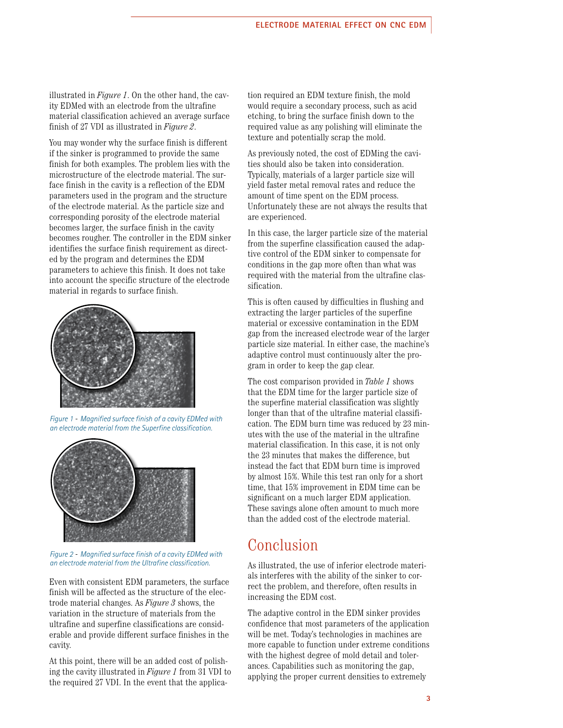illustrated in *Figure 1*. On the other hand, the cavity EDMed with an electrode from the ultrafine material classification achieved an average surface finish of 27 VDI as illustrated in *Figure 2*.

You may wonder why the surface finish is different if the sinker is programmed to provide the same finish for both examples. The problem lies with the microstructure of the electrode material. The surface finish in the cavity is a reflection of the EDM parameters used in the program and the structure of the electrode material. As the particle size and corresponding porosity of the electrode material becomes larger, the surface finish in the cavity becomes rougher. The controller in the EDM sinker identifies the surface finish requirement as directed by the program and determines the EDM parameters to achieve this finish. It does not take into account the specific structure of the electrode material in regards to surface finish.

*Figure 1 - Magnified surface finish of a cavity EDMed with an electrode material from the Superfine classification.*

*Figure 2 - Magnified surface finish of a cavity EDMed with an electrode material from the Ultrafine classification.*

Even with consistent EDM parameters, the surface finish will be affected as the structure of the electrode material changes. As *Figure 3* shows, the variation in the structure of materials from the ultrafine and superfine classifications are considerable and provide different surface finishes in the cavity.

At this point, there will be an added cost of polishing the cavity illustrated in *Figure 1* from 31 VDI to the required 27 VDI. In the event that the application required an EDM texture finish, the mold would require a secondary process, such as acid etching, to bring the surface finish down to the required value as any polishing will eliminate the texture and potentially scrap the mold.

As previously noted, the cost of EDMing the cavities should also be taken into consideration. Typically, materials of a larger particle size will yield faster metal removal rates and reduce the amount of time spent on the EDM process. Unfortunately these are not always the results that are experienced.

In this case, the larger particle size of the material from the superfine classification caused the adaptive control of the EDM sinker to compensate for conditions in the gap more often than what was required with the material from the ultrafine classification.

This is often caused by difficulties in flushing and extracting the larger particles of the superfine material or excessive contamination in the EDM gap from the increased electrode wear of the larger particle size material. In either case, the machine's adaptive control must continuously alter the program in order to keep the gap clear.

The cost comparison provided in *Table 1* shows that the EDM time for the larger particle size of the superfine material classification was slightly longer than that of the ultrafine material classification. The EDM burn time was reduced by 23 minutes with the use of the material in the ultrafine material classification. In this case, it is not only the 23 minutes that makes the difference, but instead the fact that EDM burn time is improved by almost 15%. While this test ran only for a short time, that 15% improvement in EDM time can be significant on a much larger EDM application. These savings alone often amount to much more than the added cost of the electrode material.

## Conclusion

As illustrated, the use of inferior electrode materials interferes with the ability of the sinker to correct the problem, and therefore, often results in increasing the EDM cost.

The adaptive control in the EDM sinker provides confidence that most parameters of the application will be met. Today's technologies in machines are more capable to function under extreme conditions with the highest degree of mold detail and tolerances. Capabilities such as monitoring the gap, applying the proper current densities to extremely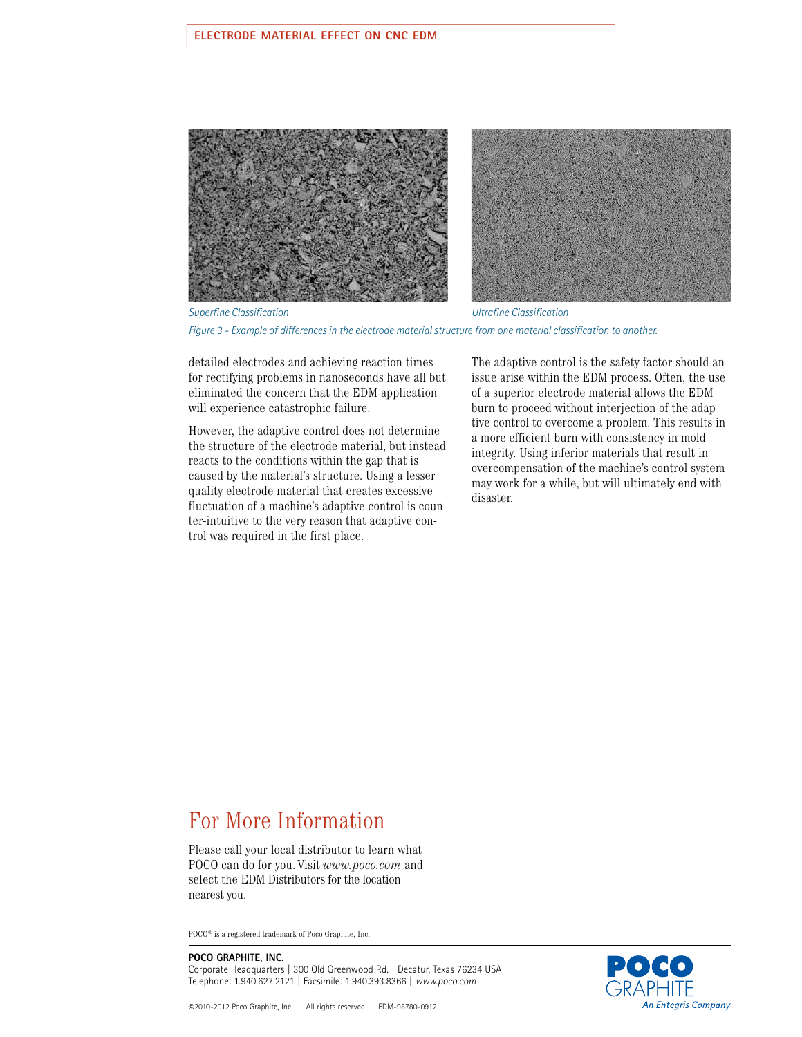Superfine Classification

Ultrafine Classification

*Figure 3 - Example of differences in the electrode material structure from one material classification to another.*

detailed electrodes and achieving reaction times for rectifying problems in nanoseconds have all but eliminated the concern that the EDM application will experience catastrophic failure.

However, the adaptive control does not determine the structure of the electrode material, but instead reacts to the conditions within the gap that is caused by the material's structure. Using a lesser quality electrode material that creates excessive fluctuation of a machine's adaptive control is counter-intuitive to the very reason that adaptive control was required in the first place.

The adaptive control is the safety factor should an issue arise within the EDM process. Often, the use of a superior electrode material allows the EDM burn to proceed without interjection of the adaptive control to overcome a problem. This results in a more efficient burn with consistency in mold integrity. Using inferior materials that result in overcompensation of the machine's control system may work for a while, but will ultimately end with disaster.

## For More Information

Please call your local distributor to learn what POCO can do for you. Visit *www.poco.com* and select the EDM Distributors for the location nearest you.

POCO® is a registered trademark of Poco Graphite, Inc.

**POCO GRAPHITE, INC.**
Corporate Headquarters | 300 Old Greenwood Rd. | Decatur, Texas 76234 USA
Telephone: 1.940.627.2121 | Facsimile: 1.940.393.8366 | *www.poco.com*

©2010-2012 Poco Graphite, Inc. All rights reserved EDM-98780-0912

POCO GRAPHITE *An Entegris Company*